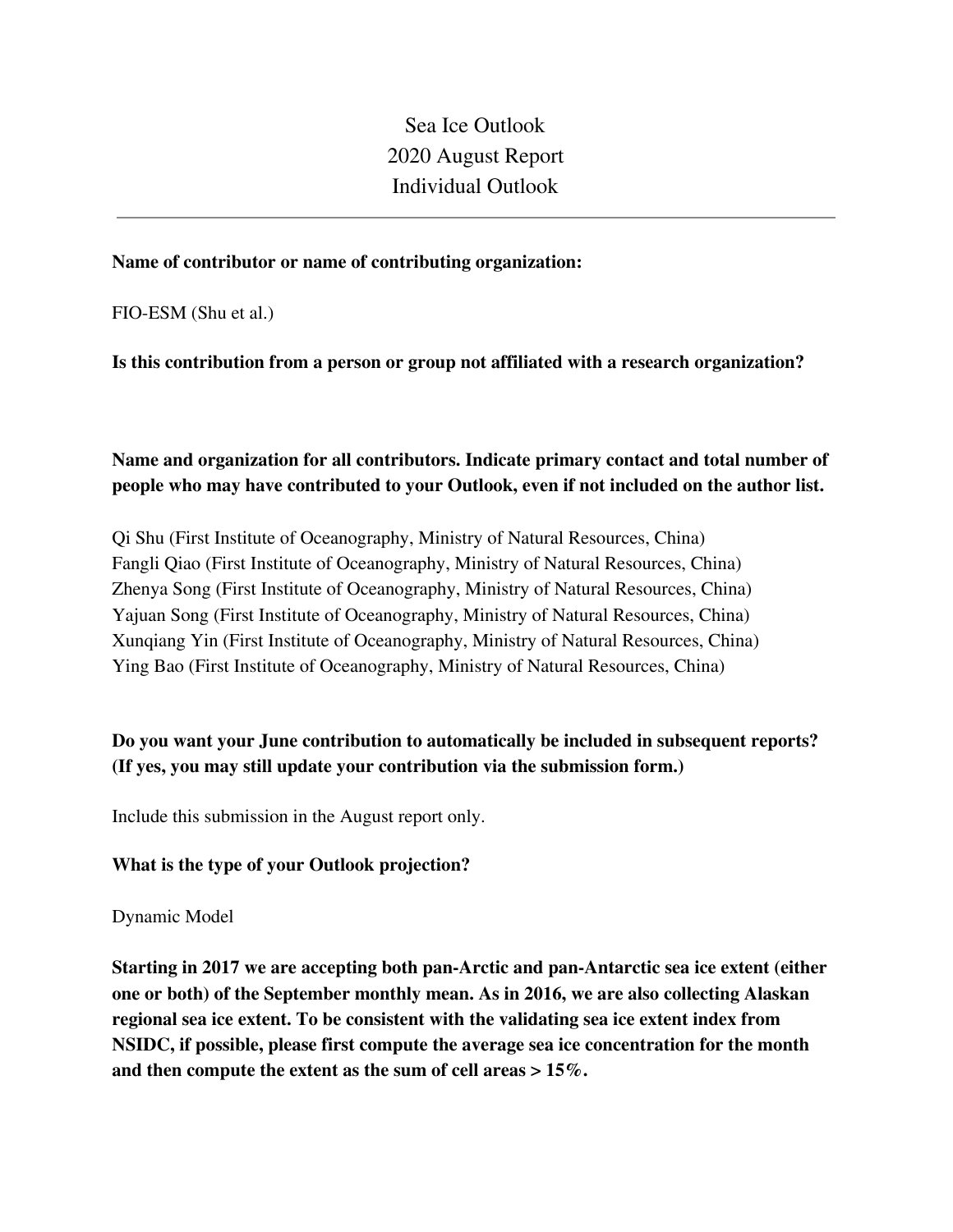# Sea Ice Outlook
## 2020 August Report
## Individual Outlook

---

**Name of contributor or name of contributing organization:**

FIO-ESM (Shu et al.)

**Is this contribution from a person or group not affiliated with a research organization?**

**Name and organization for all contributors. Indicate primary contact and total number of people who may have contributed to your Outlook, even if not included on the author list.**

Qi Shu (First Institute of Oceanography, Ministry of Natural Resources, China)
Fangli Qiao (First Institute of Oceanography, Ministry of Natural Resources, China)
Zhenya Song (First Institute of Oceanography, Ministry of Natural Resources, China)
Yajuan Song (First Institute of Oceanography, Ministry of Natural Resources, China)
Xunqiang Yin (First Institute of Oceanography, Ministry of Natural Resources, China)
Ying Bao (First Institute of Oceanography, Ministry of Natural Resources, China)

**Do you want your June contribution to automatically be included in subsequent reports? (If yes, you may still update your contribution via the submission form.)**

Include this submission in the August report only.

**What is the type of your Outlook projection?**

Dynamic Model

**Starting in 2017 we are accepting both pan-Arctic and pan-Antarctic sea ice extent (either one or both) of the September monthly mean. As in 2016, we are also collecting Alaskan regional sea ice extent. To be consistent with the validating sea ice extent index from NSIDC, if possible, please first compute the average sea ice concentration for the month and then compute the extent as the sum of cell areas > 15%.**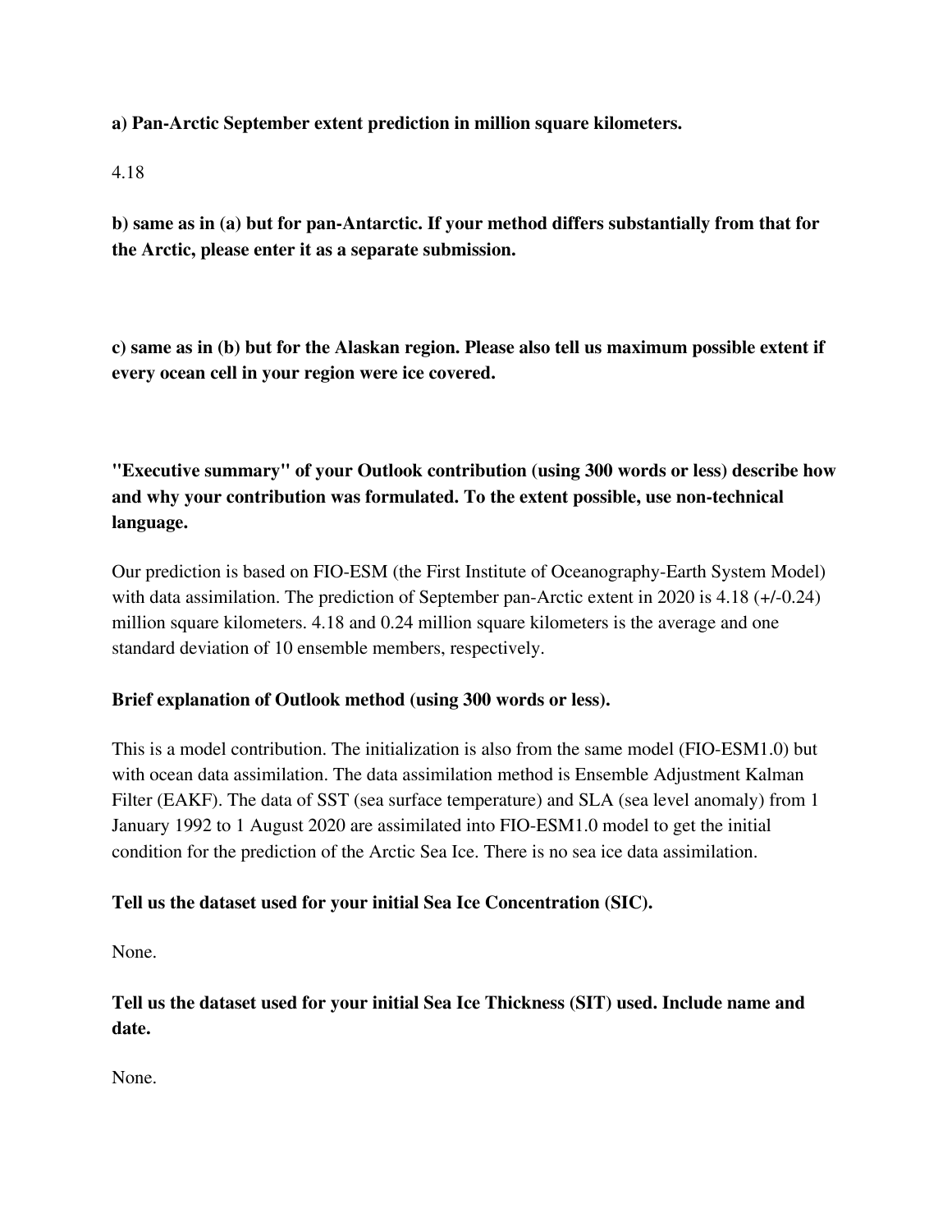**a) Pan-Arctic September extent prediction in million square kilometers.**

4.18

**b) same as in (a) but for pan-Antarctic. If your method differs substantially from that for the Arctic, please enter it as a separate submission.**

**c) same as in (b) but for the Alaskan region. Please also tell us maximum possible extent if every ocean cell in your region were ice covered.**

**"Executive summary" of your Outlook contribution (using 300 words or less) describe how and why your contribution was formulated. To the extent possible, use non-technical language.**

Our prediction is based on FIO-ESM (the First Institute of Oceanography-Earth System Model) with data assimilation. The prediction of September pan-Arctic extent in 2020 is 4.18 (+/-0.24) million square kilometers. 4.18 and 0.24 million square kilometers is the average and one standard deviation of 10 ensemble members, respectively.

**Brief explanation of Outlook method (using 300 words or less).**

This is a model contribution. The initialization is also from the same model (FIO-ESM1.0) but with ocean data assimilation. The data assimilation method is Ensemble Adjustment Kalman Filter (EAKF). The data of SST (sea surface temperature) and SLA (sea level anomaly) from 1 January 1992 to 1 August 2020 are assimilated into FIO-ESM1.0 model to get the initial condition for the prediction of the Arctic Sea Ice. There is no sea ice data assimilation.

**Tell us the dataset used for your initial Sea Ice Concentration (SIC).**

None.

**Tell us the dataset used for your initial Sea Ice Thickness (SIT) used. Include name and date.**

None.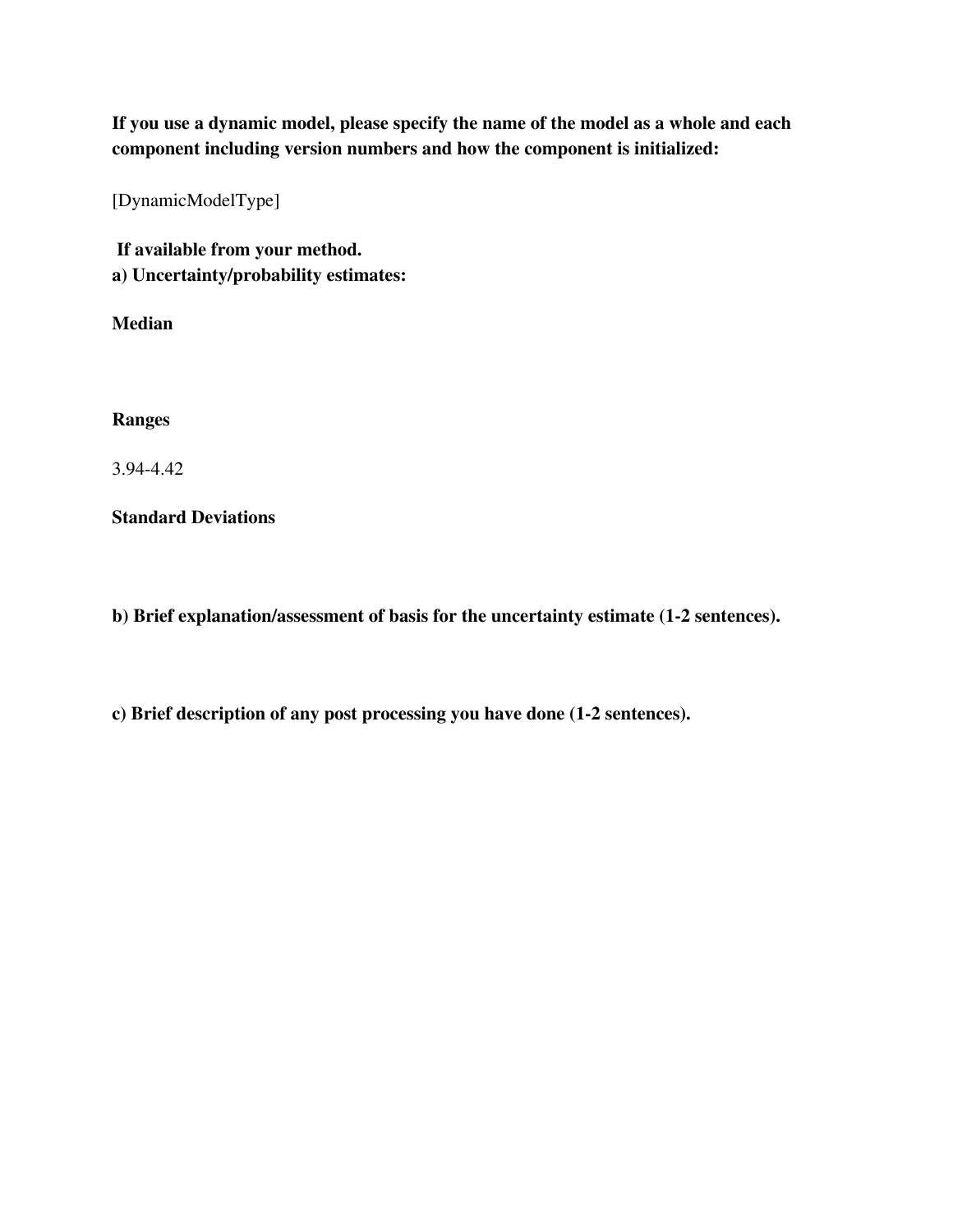**If you use a dynamic model, please specify the name of the model as a whole and each component including version numbers and how the component is initialized:**

[DynamicModelType]

**If available from your method.**
**a) Uncertainty/probability estimates:**

**Median**

**Ranges**

3.94-4.42

**Standard Deviations**

**b) Brief explanation/assessment of basis for the uncertainty estimate (1-2 sentences).**

**c) Brief description of any post processing you have done (1-2 sentences).**